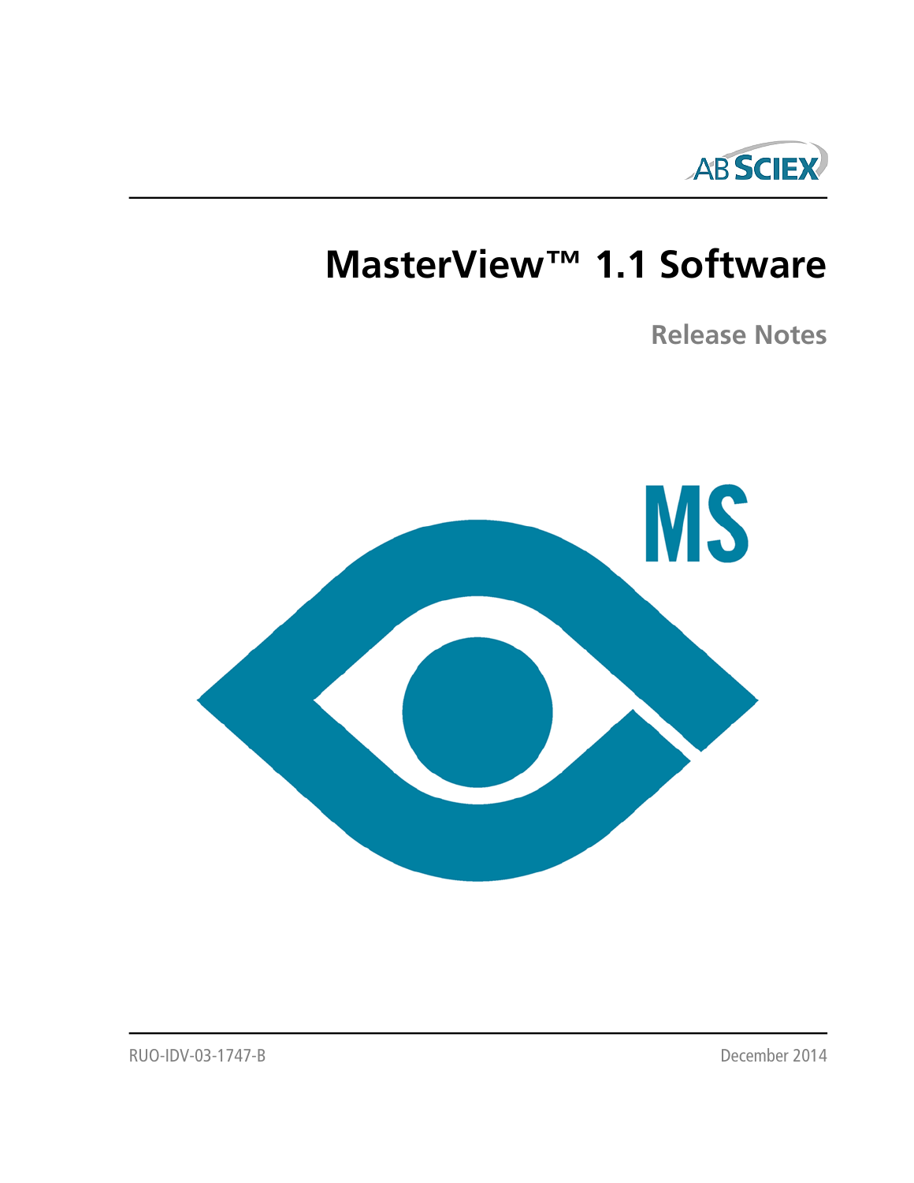# MasterView™ 1.1 Software

## Release Notes

RUO-IDV-03-1747-B

December 2014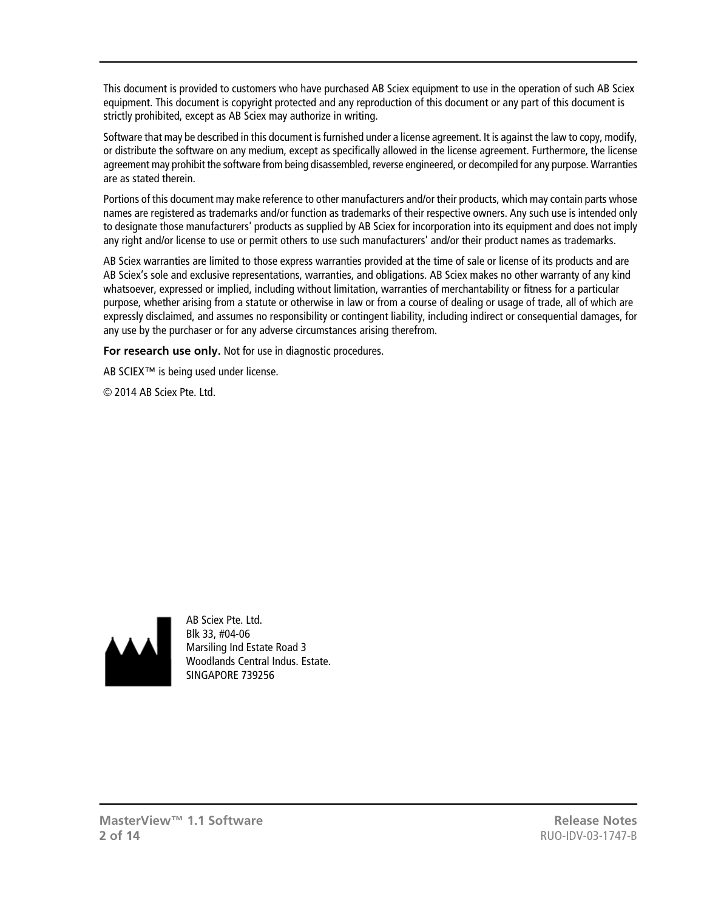This document is provided to customers who have purchased AB Sciex equipment to use in the operation of such AB Sciex equipment. This document is copyright protected and any reproduction of this document or any part of this document is strictly prohibited, except as AB Sciex may authorize in writing.

Software that may be described in this document is furnished under a license agreement. It is against the law to copy, modify, or distribute the software on any medium, except as specifically allowed in the license agreement. Furthermore, the license agreement may prohibit the software from being disassembled, reverse engineered, or decompiled for any purpose. Warranties are as stated therein.

Portions of this document may make reference to other manufacturers and/or their products, which may contain parts whose names are registered as trademarks and/or function as trademarks of their respective owners. Any such use is intended only to designate those manufacturers' products as supplied by AB Sciex for incorporation into its equipment and does not imply any right and/or license to use or permit others to use such manufacturers' and/or their product names as trademarks.

AB Sciex warranties are limited to those express warranties provided at the time of sale or license of its products and are AB Sciex's sole and exclusive representations, warranties, and obligations. AB Sciex makes no other warranty of any kind whatsoever, expressed or implied, including without limitation, warranties of merchantability or fitness for a particular purpose, whether arising from a statute or otherwise in law or from a course of dealing or usage of trade, all of which are expressly disclaimed, and assumes no responsibility or contingent liability, including indirect or consequential damages, for any use by the purchaser or for any adverse circumstances arising therefrom.

**For research use only.** Not for use in diagnostic procedures.

AB SCIEX™ is being used under license.

© 2014 AB Sciex Pte. Ltd.

AB Sciex Pte. Ltd.
Blk 33, #04-06
Marsiling Ind Estate Road 3
Woodlands Central Indus. Estate.
SINGAPORE 739256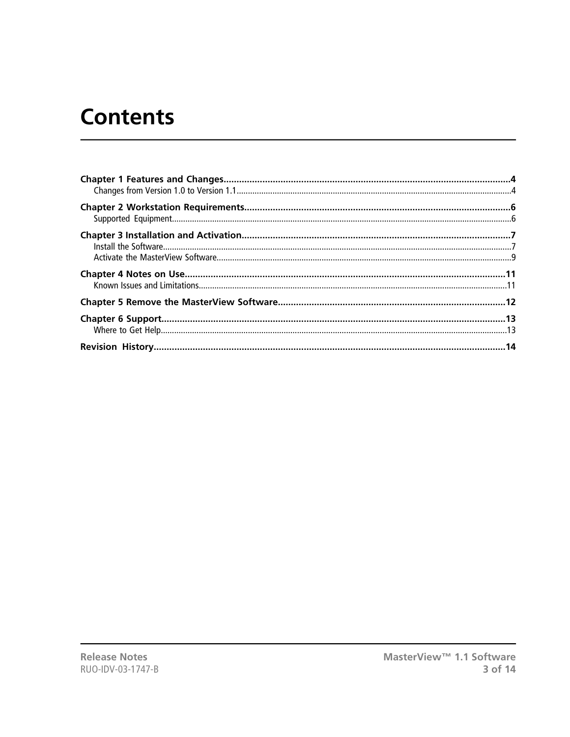# Contents

**Chapter 1 Features and Changes**...............................................................4
Changes from Version 1.0 to Version 1.1...............................................................4

**Chapter 2 Workstation Requirements**...............................................................6
Supported Equipment...............................................................6

**Chapter 3 Installation and Activation**...............................................................7
Install the Software...............................................................7
Activate the MasterView Software...............................................................9

**Chapter 4 Notes on Use**...............................................................11
Known Issues and Limitations...............................................................11

**Chapter 5 Remove the MasterView Software**...............................................................12

**Chapter 6 Support**...............................................................13
Where to Get Help...............................................................13

**Revision History**...............................................................14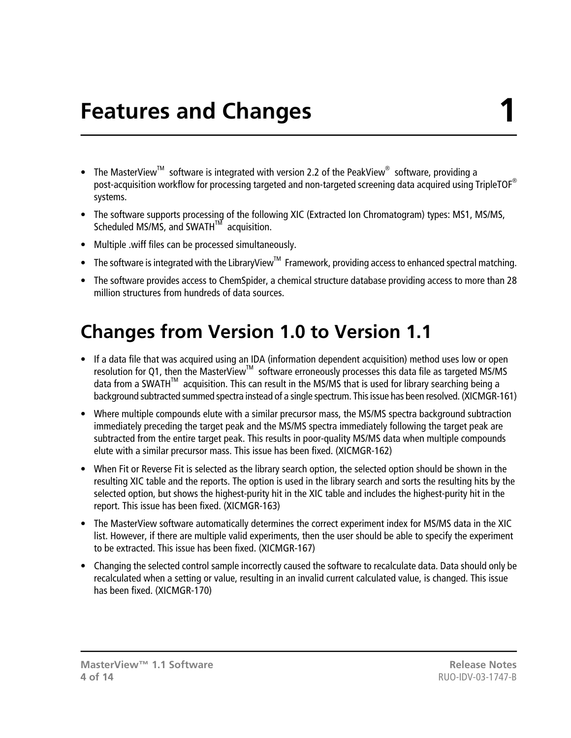# Features and Changes 1

- The MasterView™ software is integrated with version 2.2 of the PeakView® software, providing a post-acquisition workflow for processing targeted and non-targeted screening data acquired using TripleTOF® systems.
- The software supports processing of the following XIC (Extracted Ion Chromatogram) types: MS1, MS/MS, Scheduled MS/MS, and SWATH™ acquisition.
- Multiple .wiff files can be processed simultaneously.
- The software is integrated with the LibraryView™ Framework, providing access to enhanced spectral matching.
- The software provides access to ChemSpider, a chemical structure database providing access to more than 28 million structures from hundreds of data sources.

## Changes from Version 1.0 to Version 1.1

- If a data file that was acquired using an IDA (information dependent acquisition) method uses low or open resolution for Q1, then the MasterView™ software erroneously processes this data file as targeted MS/MS data from a SWATH™ acquisition. This can result in the MS/MS that is used for library searching being a background subtracted summed spectra instead of a single spectrum. This issue has been resolved. (XICMGR-161)
- Where multiple compounds elute with a similar precursor mass, the MS/MS spectra background subtraction immediately preceding the target peak and the MS/MS spectra immediately following the target peak are subtracted from the entire target peak. This results in poor-quality MS/MS data when multiple compounds elute with a similar precursor mass. This issue has been fixed. (XICMGR-162)
- When Fit or Reverse Fit is selected as the library search option, the selected option should be shown in the resulting XIC table and the reports. The option is used in the library search and sorts the resulting hits by the selected option, but shows the highest-purity hit in the XIC table and includes the highest-purity hit in the report. This issue has been fixed. (XICMGR-163)
- The MasterView software automatically determines the correct experiment index for MS/MS data in the XIC list. However, if there are multiple valid experiments, then the user should be able to specify the experiment to be extracted. This issue has been fixed. (XICMGR-167)
- Changing the selected control sample incorrectly caused the software to recalculate data. Data should only be recalculated when a setting or value, resulting in an invalid current calculated value, is changed. This issue has been fixed. (XICMGR-170)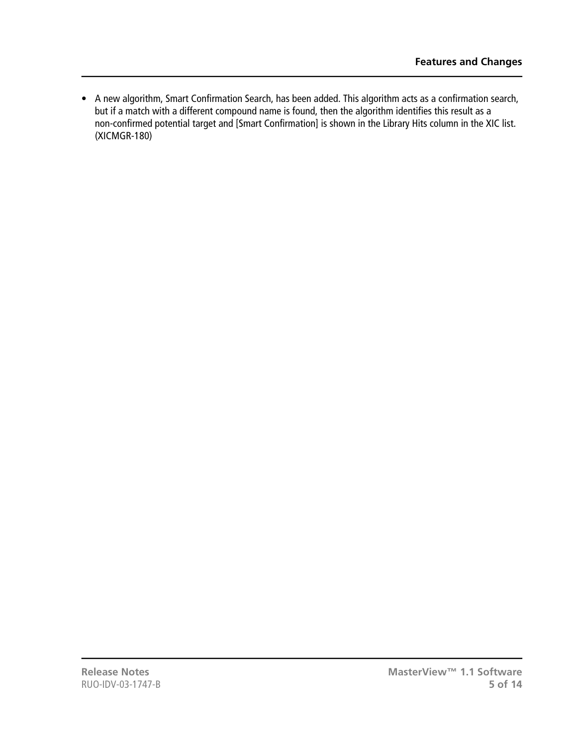- A new algorithm, Smart Confirmation Search, has been added. This algorithm acts as a confirmation search, but if a match with a different compound name is found, then the algorithm identifies this result as a non-confirmed potential target and [Smart Confirmation] is shown in the Library Hits column in the XIC list. (XICMGR-180)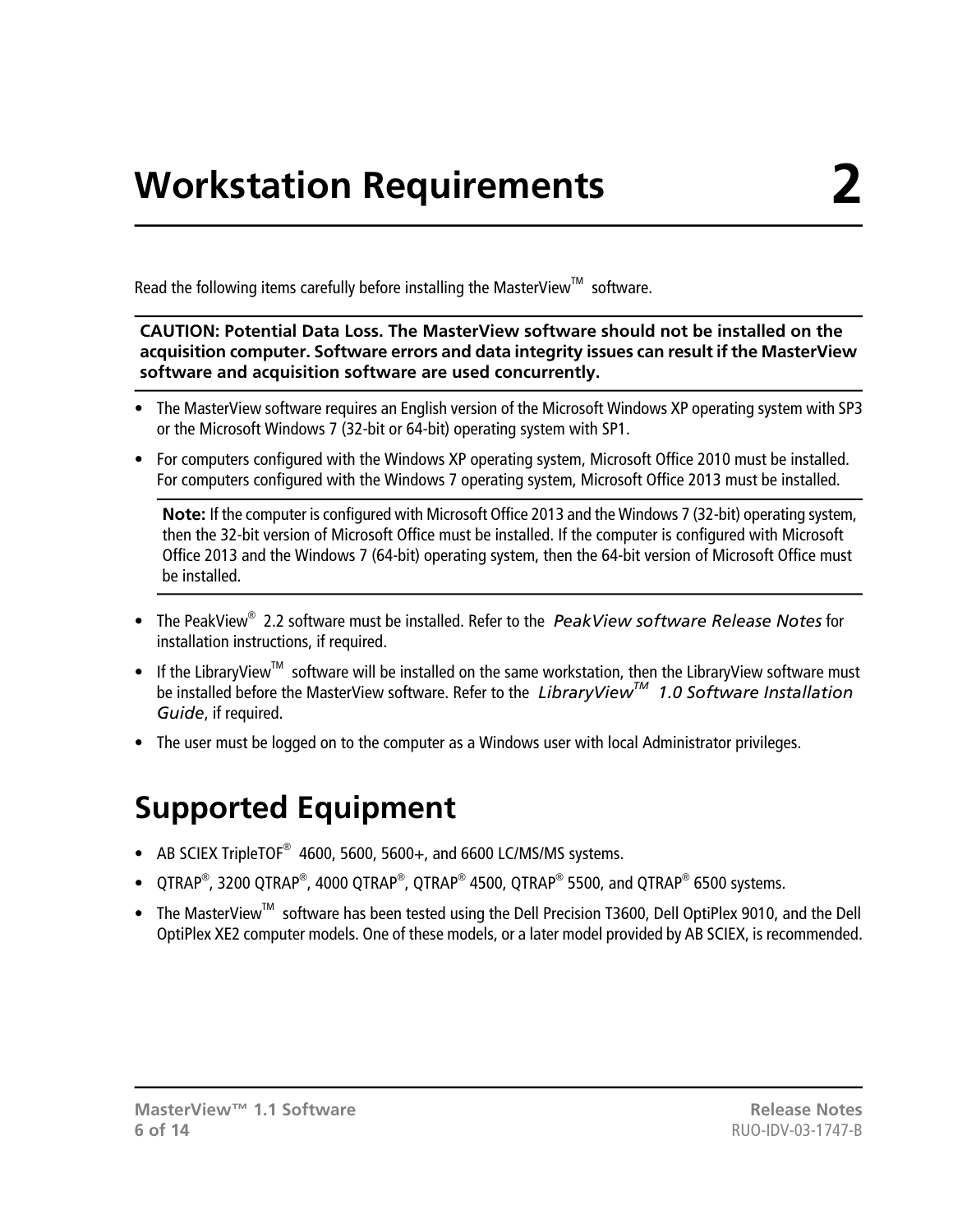# Workstation Requirements 2

Read the following items carefully before installing the MasterView™ software.

**CAUTION: Potential Data Loss. The MasterView software should not be installed on the acquisition computer. Software errors and data integrity issues can result if the MasterView software and acquisition software are used concurrently.**

- The MasterView software requires an English version of the Microsoft Windows XP operating system with SP3 or the Microsoft Windows 7 (32-bit or 64-bit) operating system with SP1.
- For computers configured with the Windows XP operating system, Microsoft Office 2010 must be installed. For computers configured with the Windows 7 operating system, Microsoft Office 2013 must be installed.

  **Note:** If the computer is configured with Microsoft Office 2013 and the Windows 7 (32-bit) operating system, then the 32-bit version of Microsoft Office must be installed. If the computer is configured with Microsoft Office 2013 and the Windows 7 (64-bit) operating system, then the 64-bit version of Microsoft Office must be installed.

- The PeakView® 2.2 software must be installed. Refer to the *PeakView software Release Notes* for installation instructions, if required.
- If the LibraryView™ software will be installed on the same workstation, then the LibraryView software must be installed before the MasterView software. Refer to the *LibraryView™ 1.0 Software Installation Guide*, if required.
- The user must be logged on to the computer as a Windows user with local Administrator privileges.

# Supported Equipment

- AB SCIEX TripleTOF® 4600, 5600, 5600+, and 6600 LC/MS/MS systems.
- QTRAP®, 3200 QTRAP®, 4000 QTRAP®, QTRAP® 4500, QTRAP® 5500, and QTRAP® 6500 systems.
- The MasterView™ software has been tested using the Dell Precision T3600, Dell OptiPlex 9010, and the Dell OptiPlex XE2 computer models. One of these models, or a later model provided by AB SCIEX, is recommended.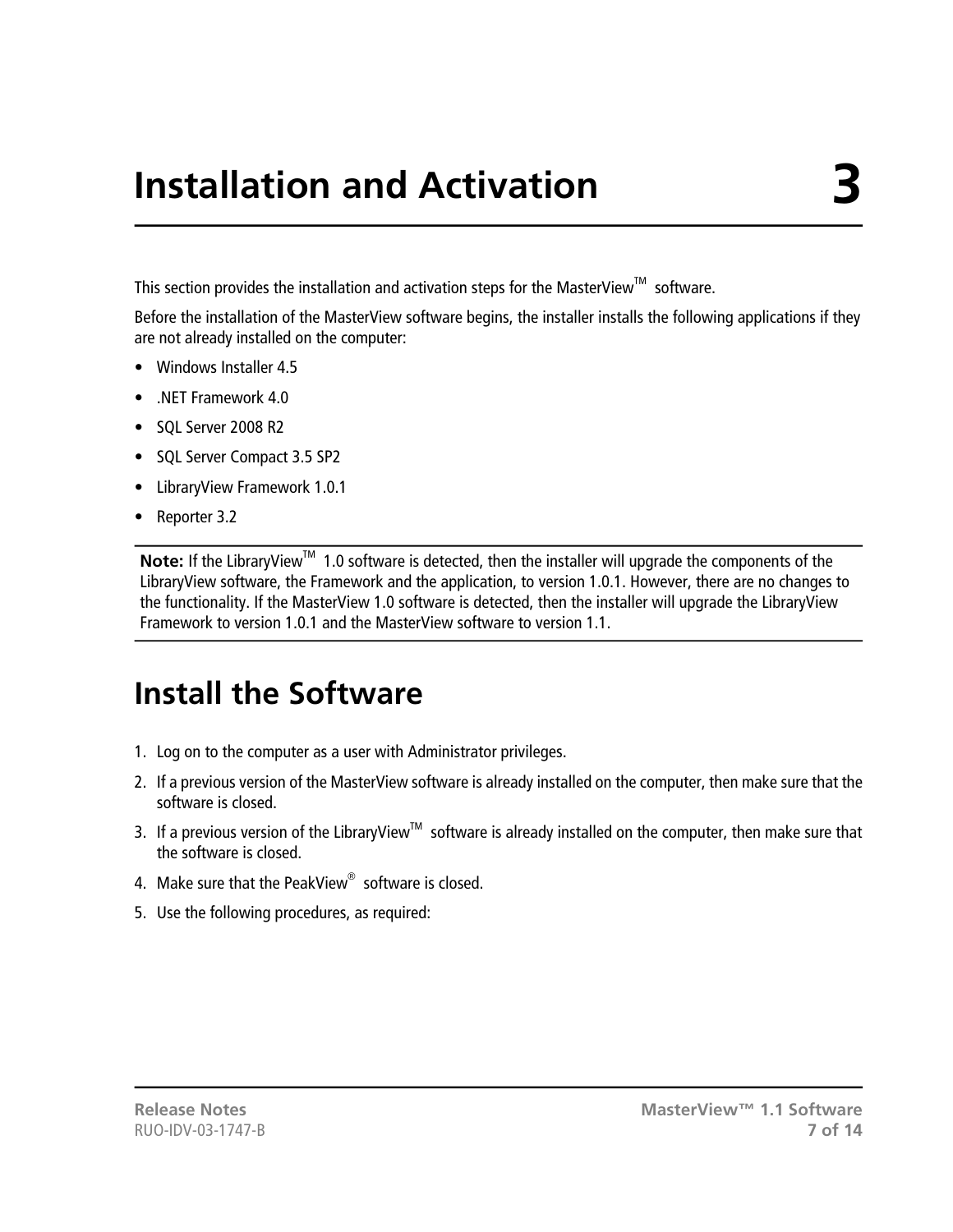# Installation and Activation 3

This section provides the installation and activation steps for the MasterView™ software.

Before the installation of the MasterView software begins, the installer installs the following applications if they are not already installed on the computer:

- Windows Installer 4.5
- .NET Framework 4.0
- SQL Server 2008 R2
- SQL Server Compact 3.5 SP2
- LibraryView Framework 1.0.1
- Reporter 3.2

**Note:** If the LibraryView™ 1.0 software is detected, then the installer will upgrade the components of the LibraryView software, the Framework and the application, to version 1.0.1. However, there are no changes to the functionality. If the MasterView 1.0 software is detected, then the installer will upgrade the LibraryView Framework to version 1.0.1 and the MasterView software to version 1.1.

## Install the Software

1. Log on to the computer as a user with Administrator privileges.
2. If a previous version of the MasterView software is already installed on the computer, then make sure that the software is closed.
3. If a previous version of the LibraryView™ software is already installed on the computer, then make sure that the software is closed.
4. Make sure that the PeakView® software is closed.
5. Use the following procedures, as required: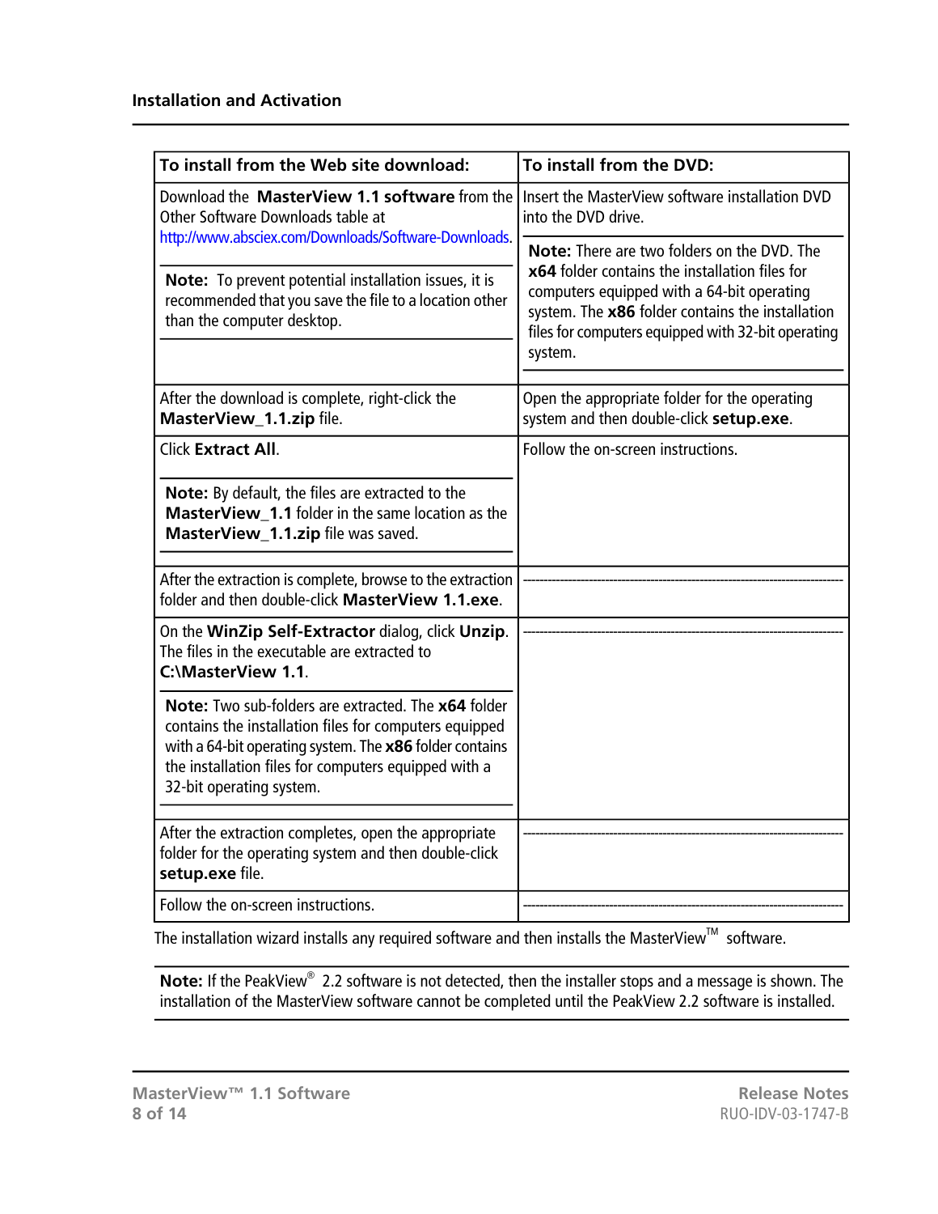| To install from the Web site download: | To install from the DVD: |
|---|---|
| Download the **MasterView 1.1 software** from the Other Software Downloads table at http://www.absciex.com/Downloads/Software-Downloads.<br><br>**Note:** To prevent potential installation issues, it is recommended that you save the file to a location other than the computer desktop. | Insert the MasterView software installation DVD into the DVD drive.<br><br>**Note:** There are two folders on the DVD. The **x64** folder contains the installation files for computers equipped with a 64-bit operating system. The **x86** folder contains the installation files for computers equipped with 32-bit operating system. |
| After the download is complete, right-click the **MasterView_1.1.zip** file. | Open the appropriate folder for the operating system and then double-click **setup.exe**. |
| Click **Extract All**.<br><br>**Note:** By default, the files are extracted to the **MasterView_1.1** folder in the same location as the **MasterView_1.1.zip** file was saved. | Follow the on-screen instructions. |
| After the extraction is complete, browse to the extraction folder and then double-click **MasterView 1.1.exe**. | ---------------------------------------------------------------------------- |
| On the **WinZip Self-Extractor** dialog, click **Unzip**. The files in the executable are extracted to **C:\MasterView 1.1**.<br><br>**Note:** Two sub-folders are extracted. The **x64** folder contains the installation files for computers equipped with a 64-bit operating system. The **x86** folder contains the installation files for computers equipped with a 32-bit operating system. | ---------------------------------------------------------------------------- |
| After the extraction completes, open the appropriate folder for the operating system and then double-click **setup.exe** file. | ---------------------------------------------------------------------------- |
| Follow the on-screen instructions. | ---------------------------------------------------------------------------- |

The installation wizard installs any required software and then installs the MasterView™ software.

**Note:** If the PeakView® 2.2 software is not detected, then the installer stops and a message is shown. The installation of the MasterView software cannot be completed until the PeakView 2.2 software is installed.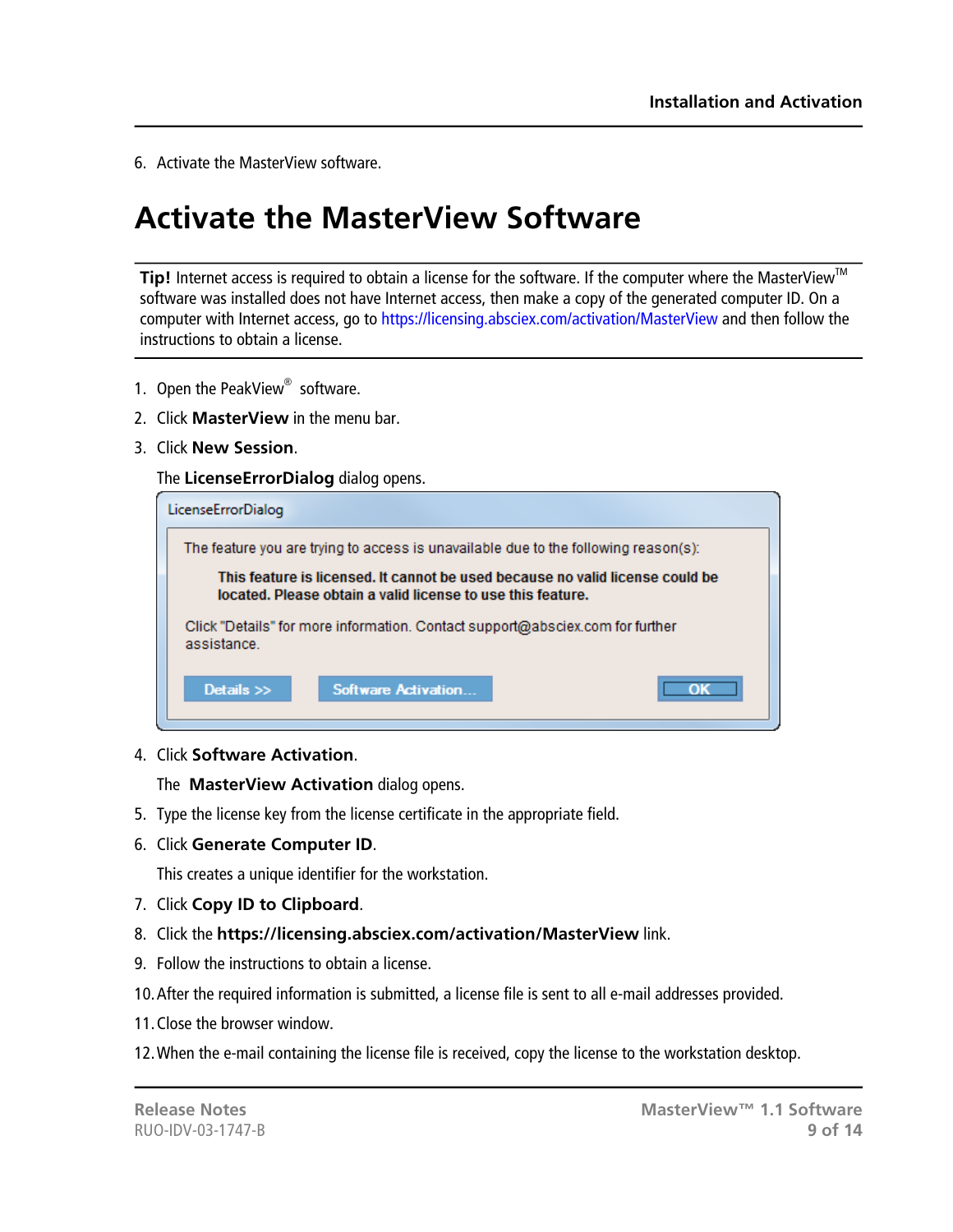6. Activate the MasterView software.

# Activate the MasterView Software

**Tip!** Internet access is required to obtain a license for the software. If the computer where the MasterView™ software was installed does not have Internet access, then make a copy of the generated computer ID. On a computer with Internet access, go to https://licensing.absciex.com/activation/MasterView and then follow the instructions to obtain a license.

1. Open the PeakView® software.
2. Click **MasterView** in the menu bar.
3. Click **New Session**.

   The **LicenseErrorDialog** dialog opens.

   LicenseErrorDialog

   The feature you are trying to access is unavailable due to the following reason(s):

   **This feature is licensed. It cannot be used because no valid license could be located. Please obtain a valid license to use this feature.**

   Click "Details" for more information. Contact support@absciex.com for further assistance.

   Details >> | Software Activation... | OK

4. Click **Software Activation**.

   The **MasterView Activation** dialog opens.

5. Type the license key from the license certificate in the appropriate field.
6. Click **Generate Computer ID**.

   This creates a unique identifier for the workstation.

7. Click **Copy ID to Clipboard**.
8. Click the **https://licensing.absciex.com/activation/MasterView** link.
9. Follow the instructions to obtain a license.
10. After the required information is submitted, a license file is sent to all e-mail addresses provided.
11. Close the browser window.
12. When the e-mail containing the license file is received, copy the license to the workstation desktop.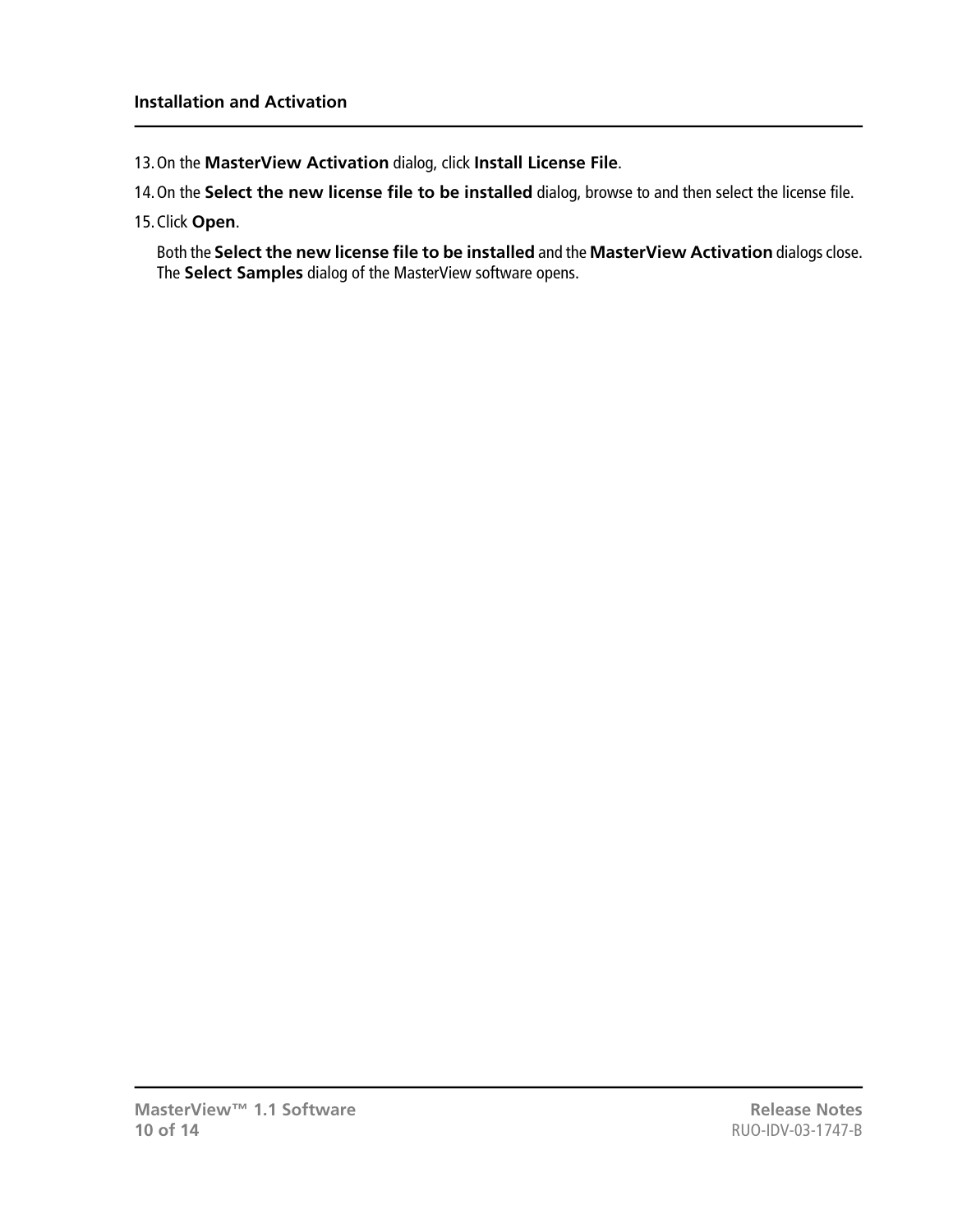13. On the **MasterView Activation** dialog, click **Install License File**.
14. On the **Select the new license file to be installed** dialog, browse to and then select the license file.
15. Click **Open**.

    Both the **Select the new license file to be installed** and the **MasterView Activation** dialogs close. The **Select Samples** dialog of the MasterView software opens.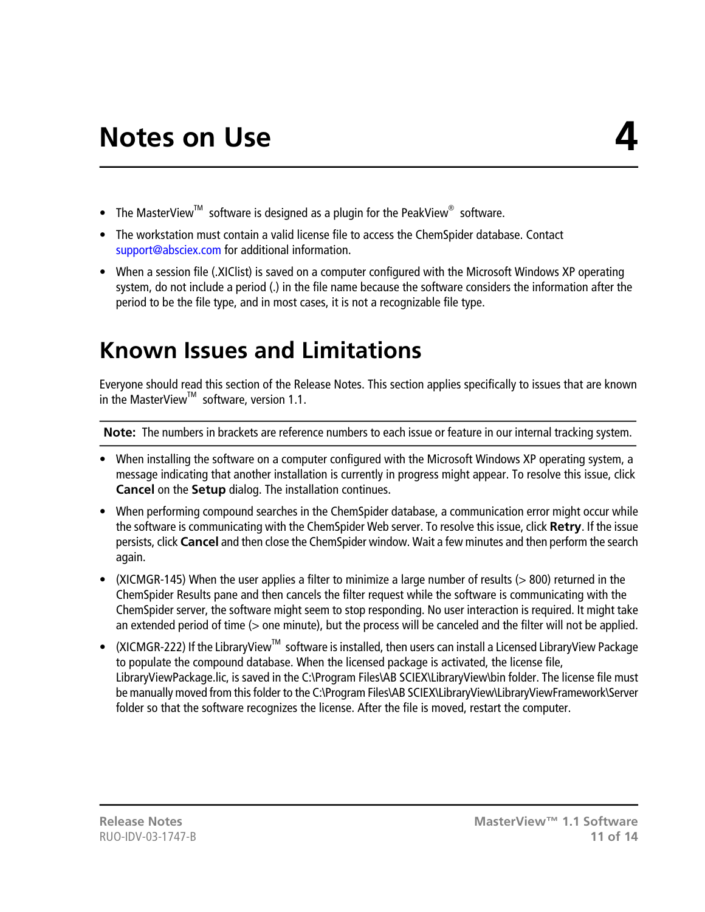# Notes on Use 4

- The MasterView™ software is designed as a plugin for the PeakView® software.
- The workstation must contain a valid license file to access the ChemSpider database. Contact support@absciex.com for additional information.
- When a session file (.XIClist) is saved on a computer configured with the Microsoft Windows XP operating system, do not include a period (.) in the file name because the software considers the information after the period to be the file type, and in most cases, it is not a recognizable file type.

## Known Issues and Limitations

Everyone should read this section of the Release Notes. This section applies specifically to issues that are known in the MasterView™ software, version 1.1.

**Note:** The numbers in brackets are reference numbers to each issue or feature in our internal tracking system.

- When installing the software on a computer configured with the Microsoft Windows XP operating system, a message indicating that another installation is currently in progress might appear. To resolve this issue, click **Cancel** on the **Setup** dialog. The installation continues.
- When performing compound searches in the ChemSpider database, a communication error might occur while the software is communicating with the ChemSpider Web server. To resolve this issue, click **Retry**. If the issue persists, click **Cancel** and then close the ChemSpider window. Wait a few minutes and then perform the search again.
- (XICMGR-145) When the user applies a filter to minimize a large number of results (> 800) returned in the ChemSpider Results pane and then cancels the filter request while the software is communicating with the ChemSpider server, the software might seem to stop responding. No user interaction is required. It might take an extended period of time (> one minute), but the process will be canceled and the filter will not be applied.
- (XICMGR-222) If the LibraryView™ software is installed, then users can install a Licensed LibraryView Package to populate the compound database. When the licensed package is activated, the license file, LibraryViewPackage.lic, is saved in the C:\Program Files\AB SCIEX\LibraryView\bin folder. The license file must be manually moved from this folder to the C:\Program Files\AB SCIEX\LibraryView\LibraryViewFramework\Server folder so that the software recognizes the license. After the file is moved, restart the computer.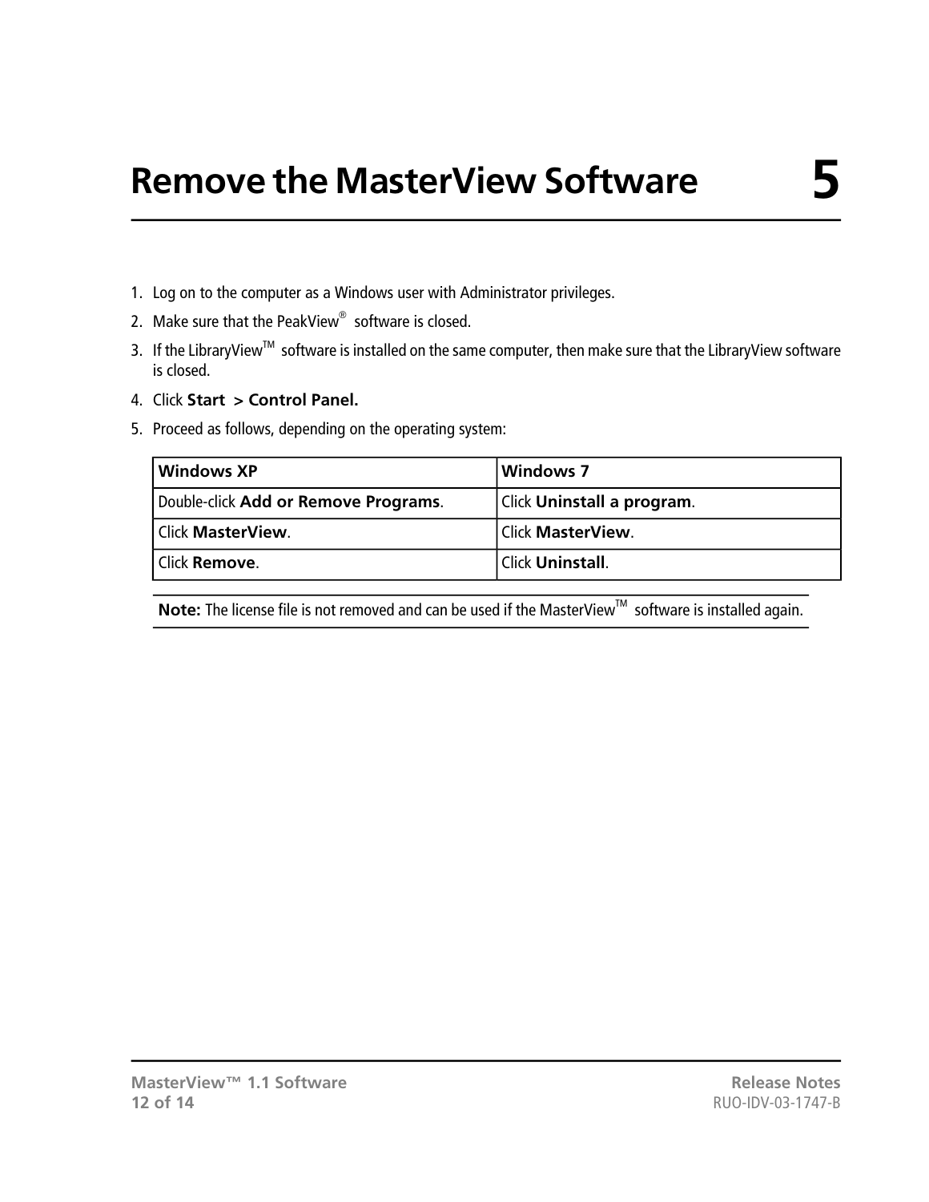# Remove the MasterView Software 5

1. Log on to the computer as a Windows user with Administrator privileges.
2. Make sure that the PeakView® software is closed.
3. If the LibraryView™ software is installed on the same computer, then make sure that the LibraryView software is closed.
4. Click **Start > Control Panel.**
5. Proceed as follows, depending on the operating system:

| Windows XP | Windows 7 |
|---|---|
| Double-click **Add or Remove Programs**. | Click **Uninstall a program**. |
| Click **MasterView**. | Click **MasterView**. |
| Click **Remove**. | Click **Uninstall**. |

**Note:** The license file is not removed and can be used if the MasterView™ software is installed again.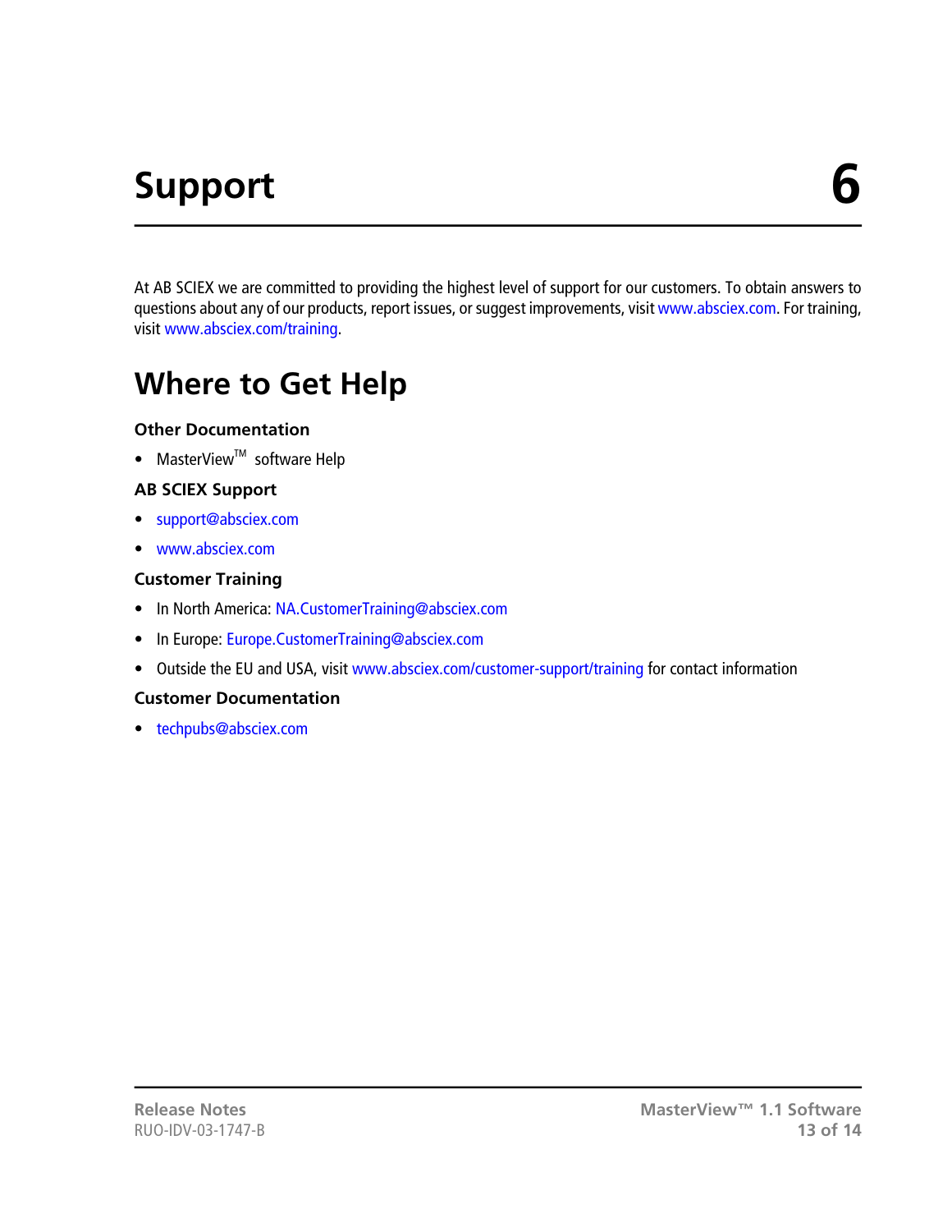# Support 6

At AB SCIEX we are committed to providing the highest level of support for our customers. To obtain answers to questions about any of our products, report issues, or suggest improvements, visit www.absciex.com. For training, visit www.absciex.com/training.

## Where to Get Help

**Other Documentation**

- MasterView™ software Help

**AB SCIEX Support**

- support@absciex.com
- www.absciex.com

**Customer Training**

- In North America: NA.CustomerTraining@absciex.com
- In Europe: Europe.CustomerTraining@absciex.com
- Outside the EU and USA, visit www.absciex.com/customer-support/training for contact information

**Customer Documentation**

- techpubs@absciex.com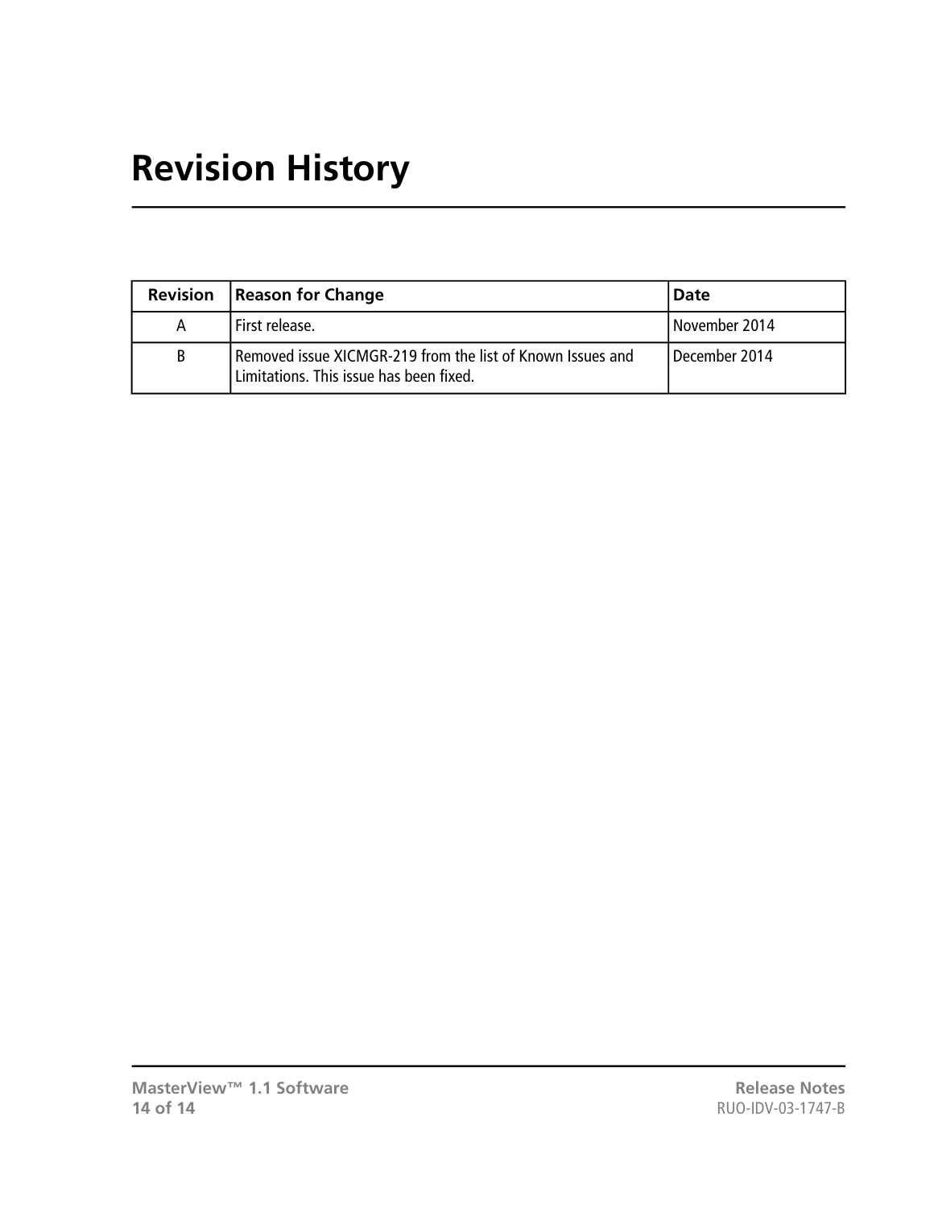# Revision History

| Revision | Reason for Change | Date |
|---|---|---|
| A | First release. | November 2014 |
| B | Removed issue XICMGR-219 from the list of Known Issues and Limitations. This issue has been fixed. | December 2014 |